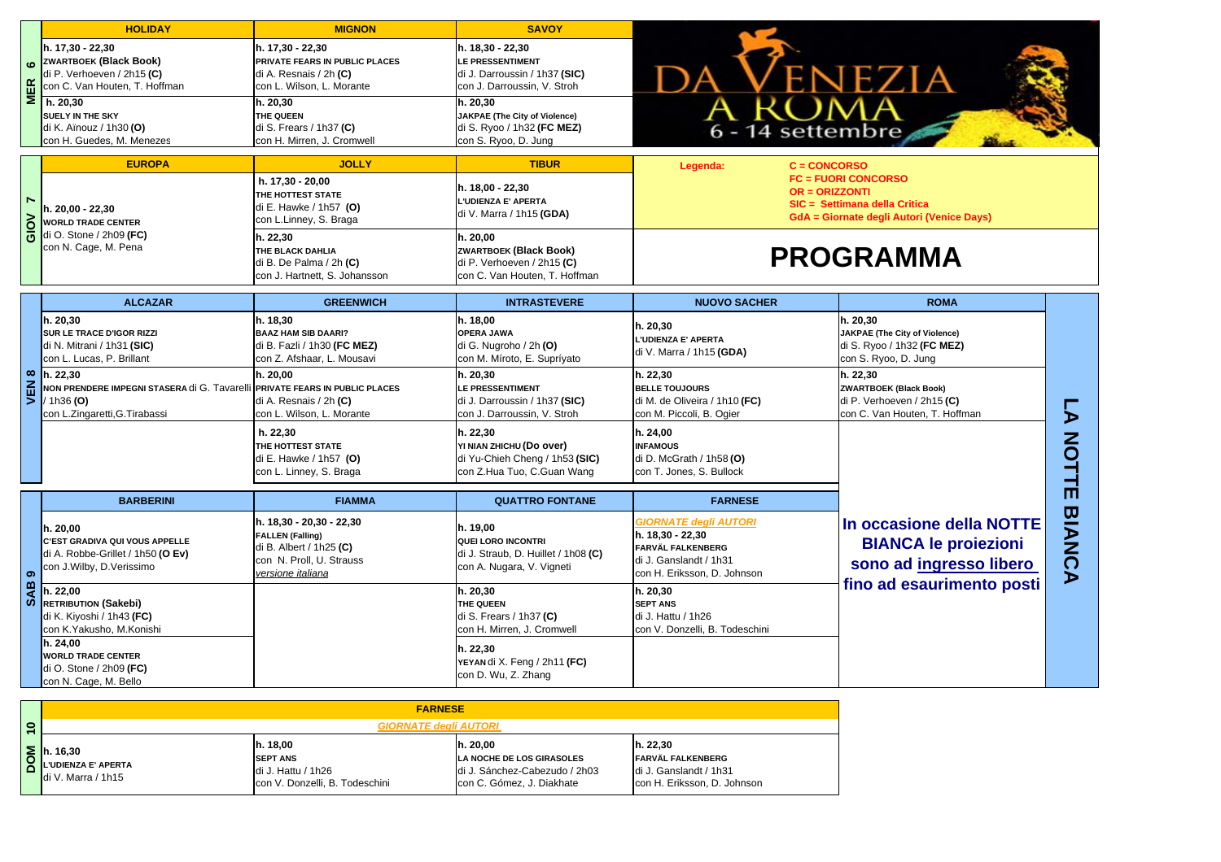# DA VENEZIA A ROMA

6 - 14 settembre

**Legenda:**
- C = CONCORSO
- FC = FUORI CONCORSO
- OR = ORIZZONTI
- SIC = Settimana della Critica
- GdA = Giornate degli Autori (Venice Days)

# PROGRAMMA

## MER 6

| HOLIDAY | MIGNON | SAVOY |
|---|---|---|
| h. 17,30 - 22,30<br>**ZWARTBOEK (Black Book)**<br>di P. Verhoeven / 2h15 **(C)**<br>con C. Van Houten, T. Hoffman | h. 17,30 - 22,30<br>**PRIVATE FEARS IN PUBLIC PLACES**<br>di A. Resnais / 2h **(C)**<br>con L. Wilson, L. Morante | h. 18,30 - 22,30<br>**LE PRESSENTIMENT**<br>di J. Darroussin / 1h37 **(SIC)**<br>con J. Darroussin, V. Stroh |
| h. 20,30<br>**SUELY IN THE SKY**<br>di K. Aïnouz / 1h30 **(O)**<br>con H. Guedes, M. Menezes | h. 20,30<br>**THE QUEEN**<br>di S. Frears / 1h37 **(C)**<br>con H. Mirren, J. Cromwell | h. 20,30<br>**JAKPAE (The City of Violence)**<br>di S. Ryoo / 1h32 **(FC MEZ)**<br>con S. Ryoo, D. Jung |

## GIOV 7

| EUROPA | JOLLY | TIBUR |
|---|---|---|
| h. 20,00 - 22,30<br>**WORLD TRADE CENTER**<br>di O. Stone / 2h09 **(FC)**<br>con N. Cage, M. Pena | h. 17,30 - 20,00<br>**THE HOTTEST STATE**<br>di E. Hawke / 1h57 **(O)**<br>con L.Linney, S. Braga | h. 18,00 - 22,30<br>**L'UDIENZA E' APERTA**<br>di V. Marra / 1h15 **(GDA)** |
| | h. 22,30<br>**THE BLACK DAHLIA**<br>di B. De Palma / 2h **(C)**<br>con J. Hartnett, S. Johansson | h. 20,00<br>**ZWARTBOEK (Black Book)**<br>di P. Verhoeven / 2h15 **(C)**<br>con C. Van Houten, T. Hoffman |

## VEN 8

| ALCAZAR | GREENWICH | INTRASTEVERE | NUOVO SACHER | ROMA |
|---|---|---|---|---|
| h. 20,30<br>**SUR LE TRACE D'IGOR RIZZI**<br>di N. Mitrani / 1h31 **(SIC)**<br>con L. Lucas, P. Brillant | h. 18,30<br>**BAAZ HAM SIB DAARI?**<br>di B. Fazli / 1h30 **(FC MEZ)**<br>con Z. Afshaar, L. Mousavi | h. 18,00<br>**OPERA JAWA**<br>di G. Nugroho / 2h **(O)**<br>con M. Míroto, E. Supríyato | h. 20,30<br>**L'UDIENZA E' APERTA**<br>di V. Marra / 1h15 **(GDA)** | h. 20,30<br>**JAKPAE (The City of Violence)**<br>di S. Ryoo / 1h32 **(FC MEZ)**<br>con S. Ryoo, D. Jung |
| h. 22,30<br>**NON PRENDERE IMPEGNI STASERA** di G. Tavarelli / 1h36 **(O)**<br>con L.Zingaretti,G.Tirabassi | h. 20,00<br>**PRIVATE FEARS IN PUBLIC PLACES**<br>di A. Resnais / 2h **(C)**<br>con L. Wilson, L. Morante | h. 20,30<br>**LE PRESSENTIMENT**<br>di J. Darroussin / 1h37 **(SIC)**<br>con J. Darroussin, V. Stroh | h. 22,30<br>**BELLE TOUJOURS**<br>di M. de Oliveira / 1h10 **(FC)**<br>con M. Piccoli, B. Ogier | h. 22,30<br>**ZWARTBOEK (Black Book)**<br>di P. Verhoeven / 2h15 **(C)**<br>con C. Van Houten, T. Hoffman |
| | h. 22,30<br>**THE HOTTEST STATE**<br>di E. Hawke / 1h57 **(O)**<br>con L. Linney, S. Braga | h. 22,30<br>**YI NIAN ZHICHU (Do over)**<br>di Yu-Chieh Cheng / 1h53 **(SIC)**<br>con Z.Hua Tuo, C.Guan Wang | h. 24,00<br>**INFAMOUS**<br>di D. McGrath / 1h58 **(O)**<br>con T. Jones, S. Bullock | |

## SAB 9

| BARBERINI | FIAMMA | QUATTRO FONTANE | FARNESE |
|---|---|---|---|
| h. 20,00<br>**C'EST GRADIVA QUI VOUS APPELLE**<br>di A. Robbe-Grillet / 1h50 **(O Ev)**<br>con J.Wilby, D.Verissimo | h. 18,30 - 20,30 - 22,30<br>**FALLEN (Falling)**<br>di B. Albert / 1h25 **(C)**<br>con N. Proll, U. Strauss<br>*versione italiana* | h. 19,00<br>**QUEI LORO INCONTRI**<br>di J. Straub, D. Huillet / 1h08 **(C)**<br>con A. Nugara, V. Vigneti | *GIORNATE degli AUTORI*<br>h. 18,30 - 22,30<br>**FARVÄL FALKENBERG**<br>di J. Ganslandt / 1h31<br>con H. Eriksson, D. Johnson |
| h. 22,00<br>**RETRIBUTION (Sakebi)**<br>di K. Kiyoshi / 1h43 **(FC)**<br>con K.Yakusho, M.Konishi | | h. 20,30<br>**THE QUEEN**<br>di S. Frears / 1h37 **(C)**<br>con H. Mirren, J. Cromwell | h. 20,30<br>**SEPT ANS**<br>di J. Hattu / 1h26<br>con V. Donzelli, B. Todeschini |
| h. 24,00<br>**WORLD TRADE CENTER**<br>di O. Stone / 2h09 **(FC)**<br>con N. Cage, M. Bello | | h. 22,30<br>**YEYAN** di X. Feng / 2h11 **(FC)**<br>con D. Wu, Z. Zhang | |

**LA NOTTE BIANCA**

**In occasione della NOTTE BIANCA le proiezioni sono ad ingresso libero fino ad esaurimento posti**

## DOM 10

**FARNESE** – *GIORNATE degli AUTORI*

| | | | |
|---|---|---|---|
| h. 16,30<br>**L'UDIENZA E' APERTA**<br>di V. Marra / 1h15 | h. 18,00<br>**SEPT ANS**<br>di J. Hattu / 1h26<br>con V. Donzelli, B. Todeschini | h. 20,00<br>**LA NOCHE DE LOS GIRASOLES**<br>di J. Sánchez-Cabezudo / 2h03<br>con C. Gómez, J. Diakhate | h. 22,30<br>**FARVÄL FALKENBERG**<br>di J. Ganslandt / 1h31<br>con H. Eriksson, D. Johnson |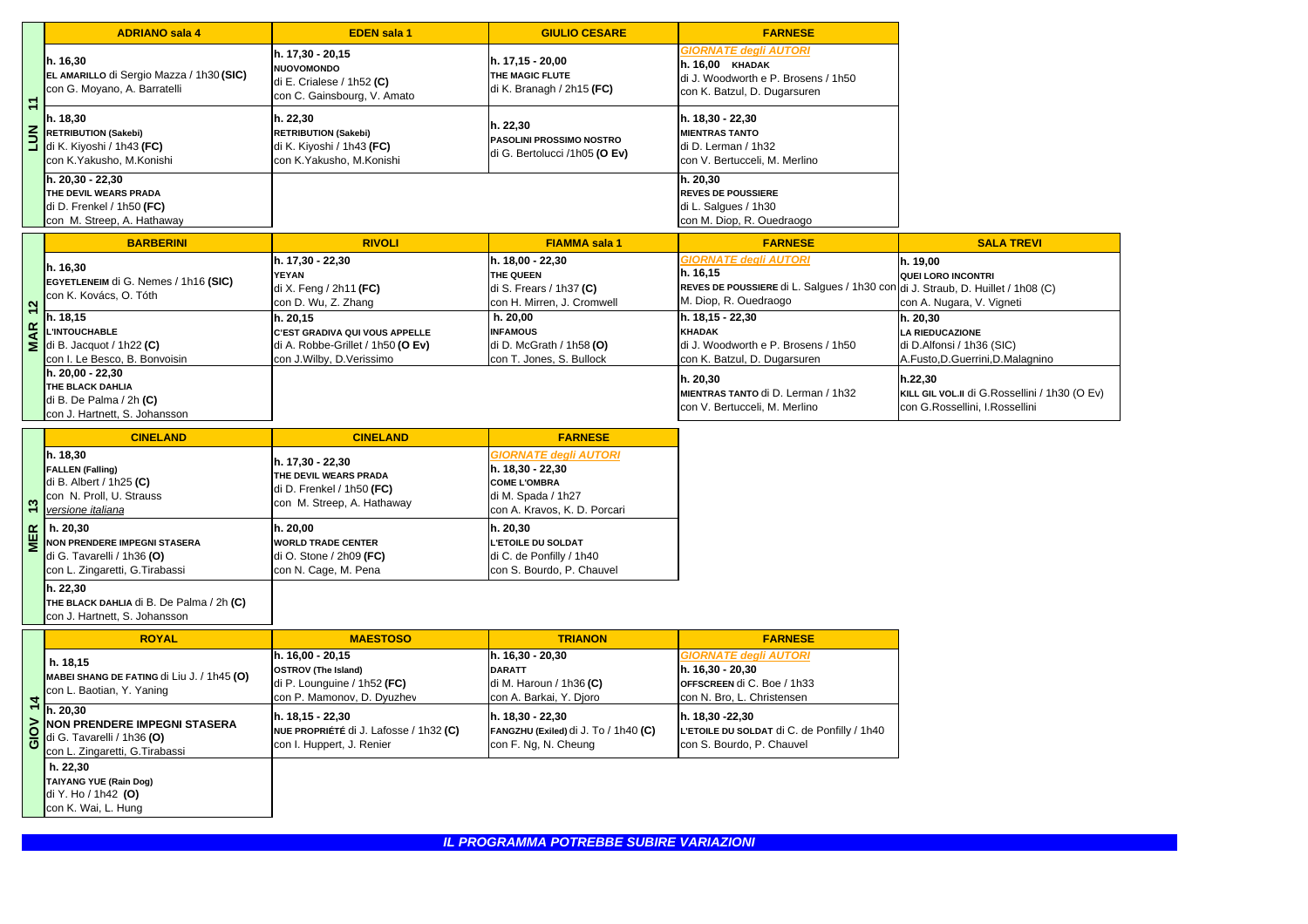### LUN 11

| | ADRIANO sala 4 | EDEN sala 1 | GIULIO CESARE | FARNESE |
|---|---|---|---|---|
| LUN 11 | h. 16,30<br>**EL AMARILLO** di Sergio Mazza / 1h30 **(SIC)**<br>con G. Moyano, A. Barratelli | h. 17,30 - 20,15<br>**NUOVOMONDO**<br>di E. Crialese / 1h52 **(C)**<br>con C. Gainsbourg, V. Amato | h. 17,15 - 20,00<br>**THE MAGIC FLUTE**<br>di K. Branagh / 2h15 **(FC)** | *GIORNATE degli AUTORI*<br>h. 16,00 **KHADAK**<br>di J. Woodworth e P. Brosens / 1h50<br>con K. Batzul, D. Dugarsuren |
| | h. 18,30<br>**RETRIBUTION (Sakebi)**<br>di K. Kiyoshi / 1h43 **(FC)**<br>con K.Yakusho, M.Konishi | h. 22,30<br>**RETRIBUTION (Sakebi)**<br>di K. Kiyoshi / 1h43 **(FC)**<br>con K.Yakusho, M.Konishi | h. 22,30<br>**PASOLINI PROSSIMO NOSTRO**<br>di G. Bertolucci /1h05 **(O Ev)** | h. 18,30 - 22,30<br>**MIENTRAS TANTO**<br>di D. Lerman / 1h32<br>con V. Bertucceli, M. Merlino |
| | h. 20,30 - 22,30<br>**THE DEVIL WEARS PRADA**<br>di D. Frenkel / 1h50 **(FC)**<br>con M. Streep, A. Hathaway | | | h. 20,30<br>**REVES DE POUSSIERE**<br>di L. Salgues / 1h30<br>con M. Diop, R. Ouedraogo |

### MAR 12

| | BARBERINI | RIVOLI | FIAMMA sala 1 | FARNESE | SALA TREVI |
|---|---|---|---|---|---|
| MAR 12 | h. 16,30<br>**EGYETLENEIM** di G. Nemes / 1h16 **(SIC)**<br>con K. Kovács, O. Tóth | h. 17,30 - 22,30<br>**YEYAN**<br>di X. Feng / 2h11 **(FC)**<br>con D. Wu, Z. Zhang | h. 18,00 - 22,30<br>**THE QUEEN**<br>di S. Frears / 1h37 **(C)**<br>con H. Mirren, J. Cromwell | *GIORNATE degli AUTORI*<br>h. 16,15<br>**REVES DE POUSSIERE** di L. Salgues / 1h30 con M. Diop, R. Ouedraogo | h. 19,00<br>**QUEI LORO INCONTRI**<br>di J. Straub, D. Huillet / 1h08 (C)<br>con A. Nugara, V. Vigneti |
| | h. 18,15<br>**L'INTOUCHABLE**<br>di B. Jacquot / 1h22 **(C)**<br>con I. Le Besco, B. Bonvoisin | h. 20,15<br>**C'EST GRADIVA QUI VOUS APPELLE**<br>di A. Robbe-Grillet / 1h50 **(O Ev)**<br>con J.Wilby, D.Verissimo | h. 20,00<br>**INFAMOUS**<br>di D. McGrath / 1h58 **(O)**<br>con T. Jones, S. Bullock | h. 18,15 - 22,30<br>**KHADAK**<br>di J. Woodworth e P. Brosens / 1h50<br>con K. Batzul, D. Dugarsuren | h. 20,30<br>**LA RIEDUCAZIONE**<br>di D.Alfonsi / 1h36 (SIC)<br>A.Fusto,D.Guerrini,D.Malagnino |
| | h. 20,00 - 22,30<br>**THE BLACK DAHLIA**<br>di B. De Palma / 2h **(C)**<br>con J. Hartnett, S. Johansson | | | h. 20,30<br>**MIENTRAS TANTO** di D. Lerman / 1h32<br>con V. Bertucceli, M. Merlino | h.22,30<br>**KILL GIL VOL.II** di G.Rossellini / 1h30 (O Ev)<br>con G.Rossellini, I.Rossellini |

### MER 13

| | CINELAND | CINELAND | FARNESE |
|---|---|---|---|
| MER 13 | h. 18,30<br>**FALLEN (Falling)**<br>di B. Albert / 1h25 **(C)**<br>con N. Proll, U. Strauss<br>*versione italiana* | h. 17,30 - 22,30<br>**THE DEVIL WEARS PRADA**<br>di D. Frenkel / 1h50 **(FC)**<br>con M. Streep, A. Hathaway | *GIORNATE degli AUTORI*<br>h. 18,30 - 22,30<br>**COME L'OMBRA**<br>di M. Spada / 1h27<br>con A. Kravos, K. D. Porcari |
| | h. 20,30<br>**NON PRENDERE IMPEGNI STASERA**<br>di G. Tavarelli / 1h36 **(O)**<br>con L. Zingaretti, G.Tirabassi | h. 20,00<br>**WORLD TRADE CENTER**<br>di O. Stone / 2h09 **(FC)**<br>con N. Cage, M. Pena | h. 20,30<br>**L'ETOILE DU SOLDAT**<br>di C. de Ponfilly / 1h40<br>con S. Bourdo, P. Chauvel |
| | h. 22,30<br>**THE BLACK DAHLIA** di B. De Palma / 2h **(C)**<br>con J. Hartnett, S. Johansson | | |

### GIOV 14

| | ROYAL | MAESTOSO | TRIANON | FARNESE |
|---|---|---|---|---|
| GIOV 14 | h. 18,15<br>**MABEI SHANG DE FATING** di Liu J. / 1h45 **(O)**<br>con L. Baotian, Y. Yaning | h. 16,00 - 20,15<br>**OSTROV (The Island)**<br>di P. Lounguine / 1h52 **(FC)**<br>con P. Mamonov, D. Dyuzhev | h. 16,30 - 20,30<br>**DARATT**<br>di M. Haroun / 1h36 **(C)**<br>con A. Barkai, Y. Djoro | *GIORNATE degli AUTORI*<br>h. 16,30 - 20,30<br>**OFFSCREEN** di C. Boe / 1h33<br>con N. Bro, L. Christensen |
| | h. 20,30<br>**NON PRENDERE IMPEGNI STASERA**<br>di G. Tavarelli / 1h36 **(O)**<br>con L. Zingaretti, G.Tirabassi | h. 18,15 - 22,30<br>**NUE PROPRIÉTÉ** di J. Lafosse / 1h32 **(C)**<br>con I. Huppert, J. Renier | h. 18,30 - 22,30<br>**FANGZHU (Exiled)** di J. To / 1h40 **(C)**<br>con F. Ng, N. Cheung | h. 18,30 -22,30<br>**L'ETOILE DU SOLDAT** di C. de Ponfilly / 1h40<br>con S. Bourdo, P. Chauvel |
| | h. 22,30<br>**TAIYANG YUE (Rain Dog)**<br>di Y. Ho / 1h42 **(O)**<br>con K. Wai, L. Hung | | | |

***IL PROGRAMMA POTREBBE SUBIRE VARIAZIONI***